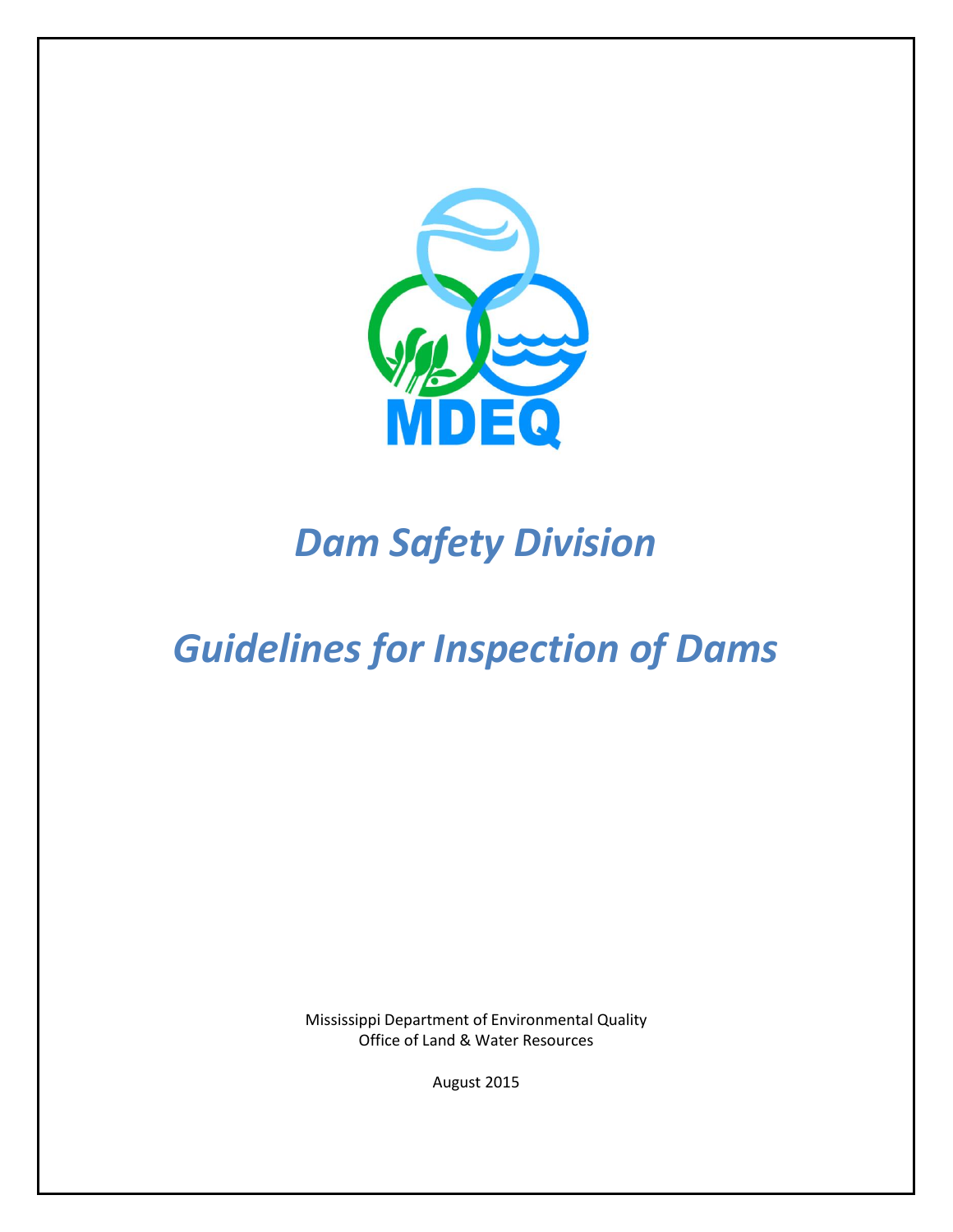MDEQ

# *Dam Safety Division*

# *Guidelines for Inspection of Dams*

Mississippi Department of Environmental Quality
Office of Land & Water Resources

August 2015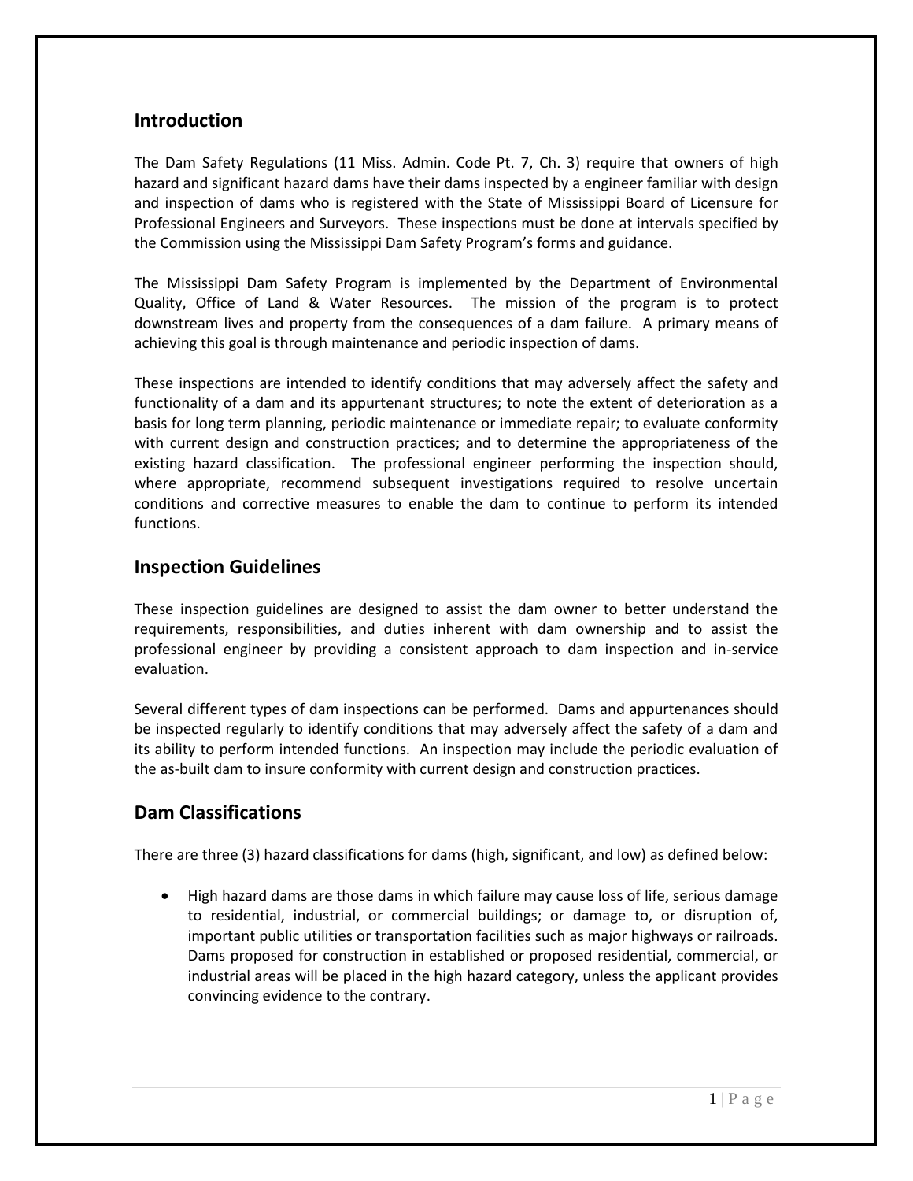## Introduction

The Dam Safety Regulations (11 Miss. Admin. Code Pt. 7, Ch. 3) require that owners of high hazard and significant hazard dams have their dams inspected by a engineer familiar with design and inspection of dams who is registered with the State of Mississippi Board of Licensure for Professional Engineers and Surveyors. These inspections must be done at intervals specified by the Commission using the Mississippi Dam Safety Program's forms and guidance.

The Mississippi Dam Safety Program is implemented by the Department of Environmental Quality, Office of Land & Water Resources. The mission of the program is to protect downstream lives and property from the consequences of a dam failure. A primary means of achieving this goal is through maintenance and periodic inspection of dams.

These inspections are intended to identify conditions that may adversely affect the safety and functionality of a dam and its appurtenant structures; to note the extent of deterioration as a basis for long term planning, periodic maintenance or immediate repair; to evaluate conformity with current design and construction practices; and to determine the appropriateness of the existing hazard classification. The professional engineer performing the inspection should, where appropriate, recommend subsequent investigations required to resolve uncertain conditions and corrective measures to enable the dam to continue to perform its intended functions.

## Inspection Guidelines

These inspection guidelines are designed to assist the dam owner to better understand the requirements, responsibilities, and duties inherent with dam ownership and to assist the professional engineer by providing a consistent approach to dam inspection and in-service evaluation.

Several different types of dam inspections can be performed. Dams and appurtenances should be inspected regularly to identify conditions that may adversely affect the safety of a dam and its ability to perform intended functions. An inspection may include the periodic evaluation of the as-built dam to insure conformity with current design and construction practices.

## Dam Classifications

There are three (3) hazard classifications for dams (high, significant, and low) as defined below:

- High hazard dams are those dams in which failure may cause loss of life, serious damage to residential, industrial, or commercial buildings; or damage to, or disruption of, important public utilities or transportation facilities such as major highways or railroads. Dams proposed for construction in established or proposed residential, commercial, or industrial areas will be placed in the high hazard category, unless the applicant provides convincing evidence to the contrary.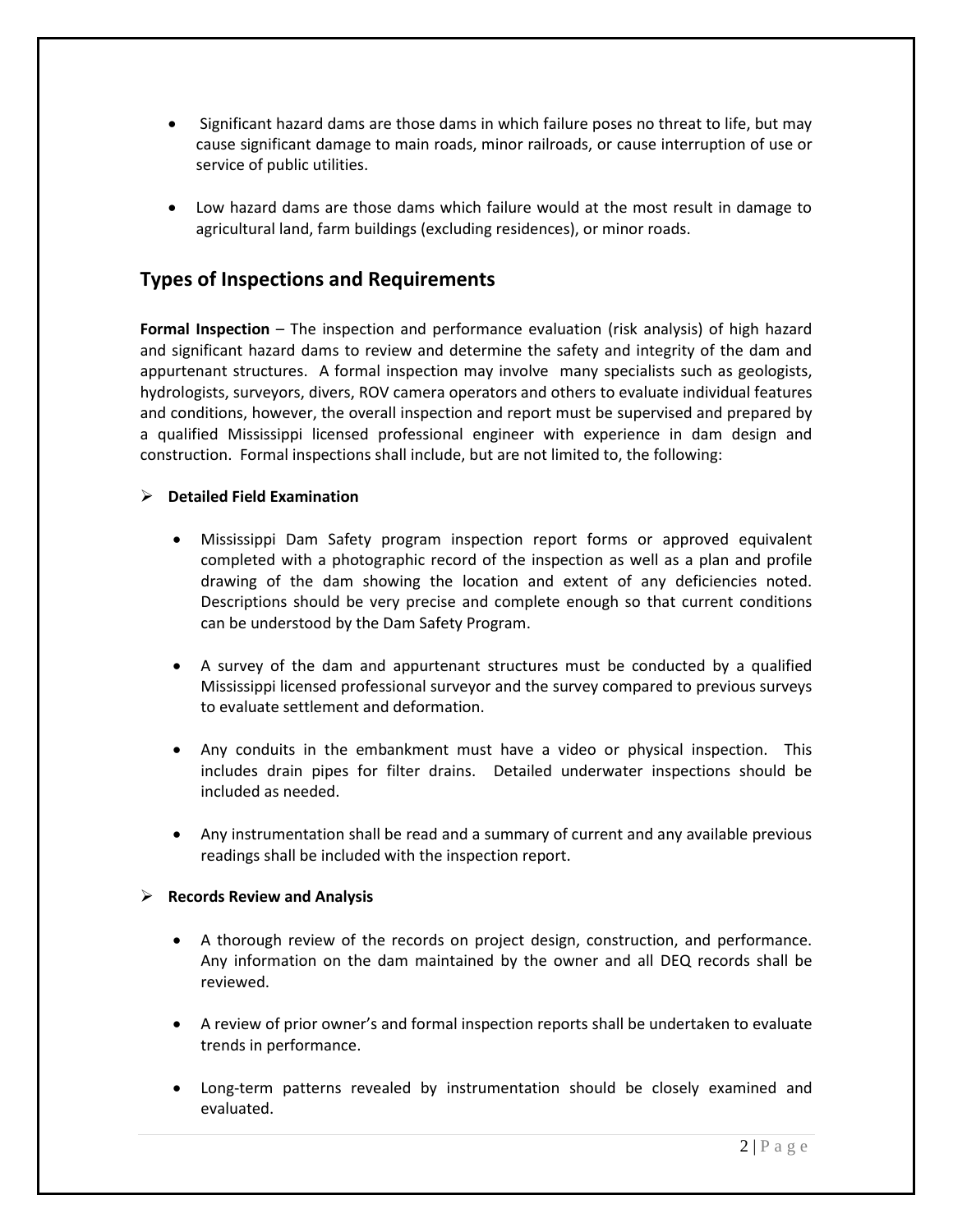- Significant hazard dams are those dams in which failure poses no threat to life, but may cause significant damage to main roads, minor railroads, or cause interruption of use or service of public utilities.

- Low hazard dams are those dams which failure would at the most result in damage to agricultural land, farm buildings (excluding residences), or minor roads.

## Types of Inspections and Requirements

**Formal Inspection** – The inspection and performance evaluation (risk analysis) of high hazard and significant hazard dams to review and determine the safety and integrity of the dam and appurtenant structures. A formal inspection may involve many specialists such as geologists, hydrologists, surveyors, divers, ROV camera operators and others to evaluate individual features and conditions, however, the overall inspection and report must be supervised and prepared by a qualified Mississippi licensed professional engineer with experience in dam design and construction. Formal inspections shall include, but are not limited to, the following:

- **Detailed Field Examination**

  - Mississippi Dam Safety program inspection report forms or approved equivalent completed with a photographic record of the inspection as well as a plan and profile drawing of the dam showing the location and extent of any deficiencies noted. Descriptions should be very precise and complete enough so that current conditions can be understood by the Dam Safety Program.

  - A survey of the dam and appurtenant structures must be conducted by a qualified Mississippi licensed professional surveyor and the survey compared to previous surveys to evaluate settlement and deformation.

  - Any conduits in the embankment must have a video or physical inspection. This includes drain pipes for filter drains. Detailed underwater inspections should be included as needed.

  - Any instrumentation shall be read and a summary of current and any available previous readings shall be included with the inspection report.

- **Records Review and Analysis**

  - A thorough review of the records on project design, construction, and performance. Any information on the dam maintained by the owner and all DEQ records shall be reviewed.

  - A review of prior owner's and formal inspection reports shall be undertaken to evaluate trends in performance.

  - Long-term patterns revealed by instrumentation should be closely examined and evaluated.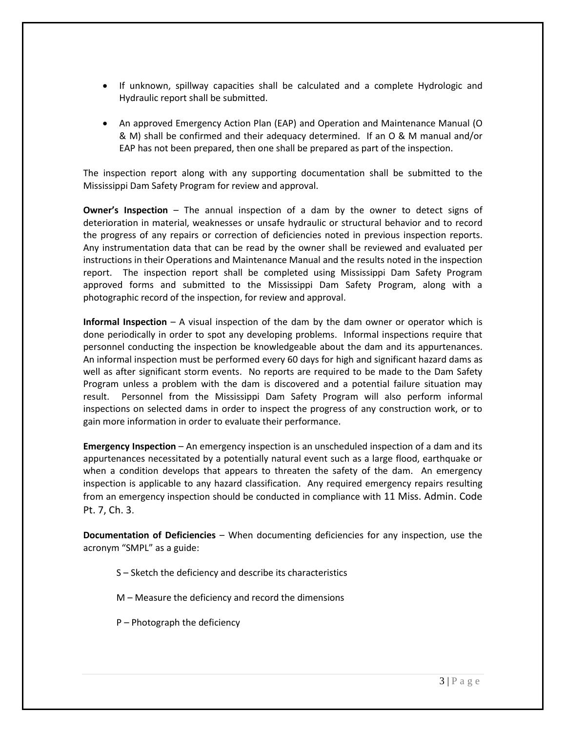- If unknown, spillway capacities shall be calculated and a complete Hydrologic and Hydraulic report shall be submitted.

- An approved Emergency Action Plan (EAP) and Operation and Maintenance Manual (O & M) shall be confirmed and their adequacy determined. If an O & M manual and/or EAP has not been prepared, then one shall be prepared as part of the inspection.

The inspection report along with any supporting documentation shall be submitted to the Mississippi Dam Safety Program for review and approval.

**Owner's Inspection** – The annual inspection of a dam by the owner to detect signs of deterioration in material, weaknesses or unsafe hydraulic or structural behavior and to record the progress of any repairs or correction of deficiencies noted in previous inspection reports. Any instrumentation data that can be read by the owner shall be reviewed and evaluated per instructions in their Operations and Maintenance Manual and the results noted in the inspection report. The inspection report shall be completed using Mississippi Dam Safety Program approved forms and submitted to the Mississippi Dam Safety Program, along with a photographic record of the inspection, for review and approval.

**Informal Inspection** – A visual inspection of the dam by the dam owner or operator which is done periodically in order to spot any developing problems. Informal inspections require that personnel conducting the inspection be knowledgeable about the dam and its appurtenances. An informal inspection must be performed every 60 days for high and significant hazard dams as well as after significant storm events. No reports are required to be made to the Dam Safety Program unless a problem with the dam is discovered and a potential failure situation may result. Personnel from the Mississippi Dam Safety Program will also perform informal inspections on selected dams in order to inspect the progress of any construction work, or to gain more information in order to evaluate their performance.

**Emergency Inspection** – An emergency inspection is an unscheduled inspection of a dam and its appurtenances necessitated by a potentially natural event such as a large flood, earthquake or when a condition develops that appears to threaten the safety of the dam. An emergency inspection is applicable to any hazard classification. Any required emergency repairs resulting from an emergency inspection should be conducted in compliance with 11 Miss. Admin. Code Pt. 7, Ch. 3.

**Documentation of Deficiencies** – When documenting deficiencies for any inspection, use the acronym "SMPL" as a guide:

S – Sketch the deficiency and describe its characteristics

M – Measure the deficiency and record the dimensions

P – Photograph the deficiency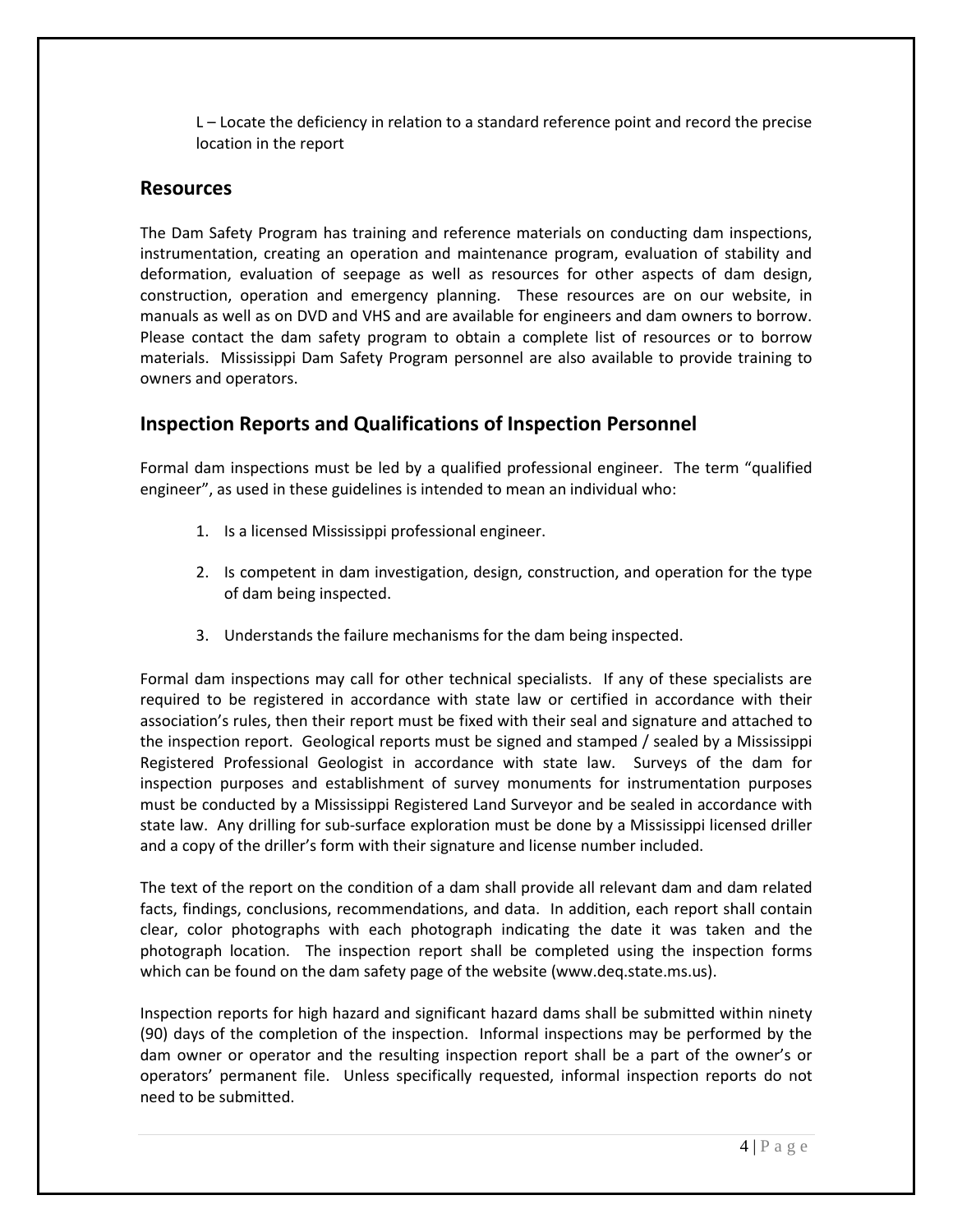L – Locate the deficiency in relation to a standard reference point and record the precise location in the report

## Resources

The Dam Safety Program has training and reference materials on conducting dam inspections, instrumentation, creating an operation and maintenance program, evaluation of stability and deformation, evaluation of seepage as well as resources for other aspects of dam design, construction, operation and emergency planning. These resources are on our website, in manuals as well as on DVD and VHS and are available for engineers and dam owners to borrow. Please contact the dam safety program to obtain a complete list of resources or to borrow materials. Mississippi Dam Safety Program personnel are also available to provide training to owners and operators.

## Inspection Reports and Qualifications of Inspection Personnel

Formal dam inspections must be led by a qualified professional engineer. The term "qualified engineer", as used in these guidelines is intended to mean an individual who:

1. Is a licensed Mississippi professional engineer.
2. Is competent in dam investigation, design, construction, and operation for the type of dam being inspected.
3. Understands the failure mechanisms for the dam being inspected.

Formal dam inspections may call for other technical specialists. If any of these specialists are required to be registered in accordance with state law or certified in accordance with their association's rules, then their report must be fixed with their seal and signature and attached to the inspection report. Geological reports must be signed and stamped / sealed by a Mississippi Registered Professional Geologist in accordance with state law. Surveys of the dam for inspection purposes and establishment of survey monuments for instrumentation purposes must be conducted by a Mississippi Registered Land Surveyor and be sealed in accordance with state law. Any drilling for sub-surface exploration must be done by a Mississippi licensed driller and a copy of the driller's form with their signature and license number included.

The text of the report on the condition of a dam shall provide all relevant dam and dam related facts, findings, conclusions, recommendations, and data. In addition, each report shall contain clear, color photographs with each photograph indicating the date it was taken and the photograph location. The inspection report shall be completed using the inspection forms which can be found on the dam safety page of the website (www.deq.state.ms.us).

Inspection reports for high hazard and significant hazard dams shall be submitted within ninety (90) days of the completion of the inspection. Informal inspections may be performed by the dam owner or operator and the resulting inspection report shall be a part of the owner's or operators' permanent file. Unless specifically requested, informal inspection reports do not need to be submitted.